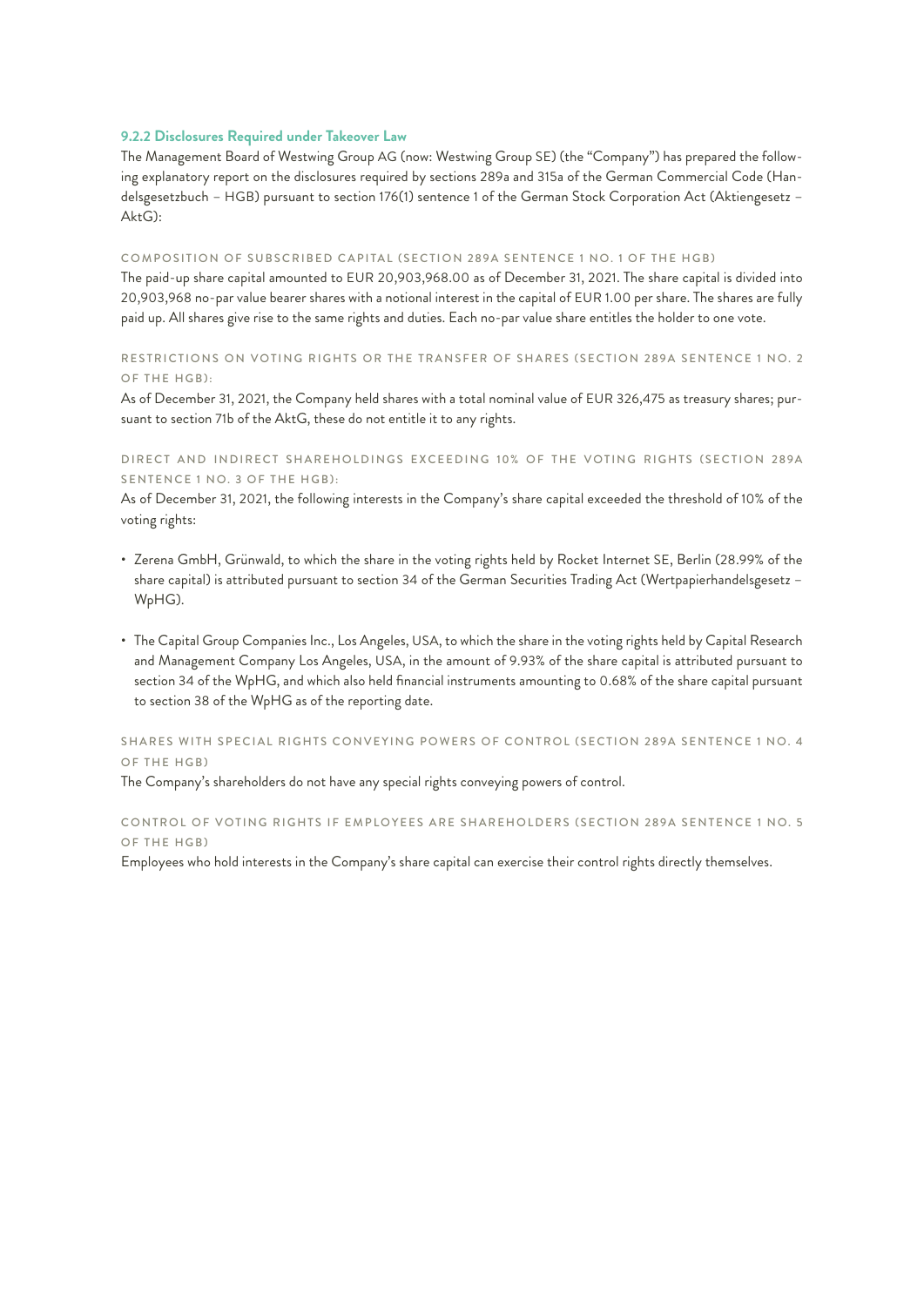### 9.2.2 Disclosures Required under Takeover Law

The Management Board of Westwing Group AG (now: Westwing Group SE) (the "Company") has prepared the following explanatory report on the disclosures required by sections 289a and 315a of the German Commercial Code (Handelsgesetzbuch – HGB) pursuant to section 176(1) sentence 1 of the German Stock Corporation Act (Aktiengesetz – AktG):

#### COMPOSITION OF SUBSCRIBED CAPITAL (SECTION 289A SENTENCE 1 NO. 1 OF THE HGB)

The paid-up share capital amounted to EUR 20,903,968.00 as of December 31, 2021. The share capital is divided into 20,903,968 no-par value bearer shares with a notional interest in the capital of EUR 1.00 per share. The shares are fully paid up. All shares give rise to the same rights and duties. Each no-par value share entitles the holder to one vote.

#### RESTRICTIONS ON VOTING RIGHTS OR THE TRANSFER OF SHARES (SECTION 289A SENTENCE 1 NO. 2 OF THE HGB):

As of December 31, 2021, the Company held shares with a total nominal value of EUR 326,475 as treasury shares; pursuant to section 71b of the AktG, these do not entitle it to any rights.

#### DIRECT AND INDIRECT SHAREHOLDINGS EXCEEDING 10% OF THE VOTING RIGHTS (SECTION 289A SENTENCE 1 NO. 3 OF THE HGB):

As of December 31, 2021, the following interests in the Company's share capital exceeded the threshold of 10% of the voting rights:

- Zerena GmbH, Grünwald, to which the share in the voting rights held by Rocket Internet SE, Berlin (28.99% of the share capital) is attributed pursuant to section 34 of the German Securities Trading Act (Wertpapierhandelsgesetz – WpHG).
- The Capital Group Companies Inc., Los Angeles, USA, to which the share in the voting rights held by Capital Research and Management Company Los Angeles, USA, in the amount of 9.93% of the share capital is attributed pursuant to section 34 of the WpHG, and which also held financial instruments amounting to 0.68% of the share capital pursuant to section 38 of the WpHG as of the reporting date.

#### SHARES WITH SPECIAL RIGHTS CONVEYING POWERS OF CONTROL (SECTION 289A SENTENCE 1 NO. 4 OF THE HGB)

The Company's shareholders do not have any special rights conveying powers of control.

#### CONTROL OF VOTING RIGHTS IF EMPLOYEES ARE SHAREHOLDERS (SECTION 289A SENTENCE 1 NO. 5 OF THE HGB)

Employees who hold interests in the Company's share capital can exercise their control rights directly themselves.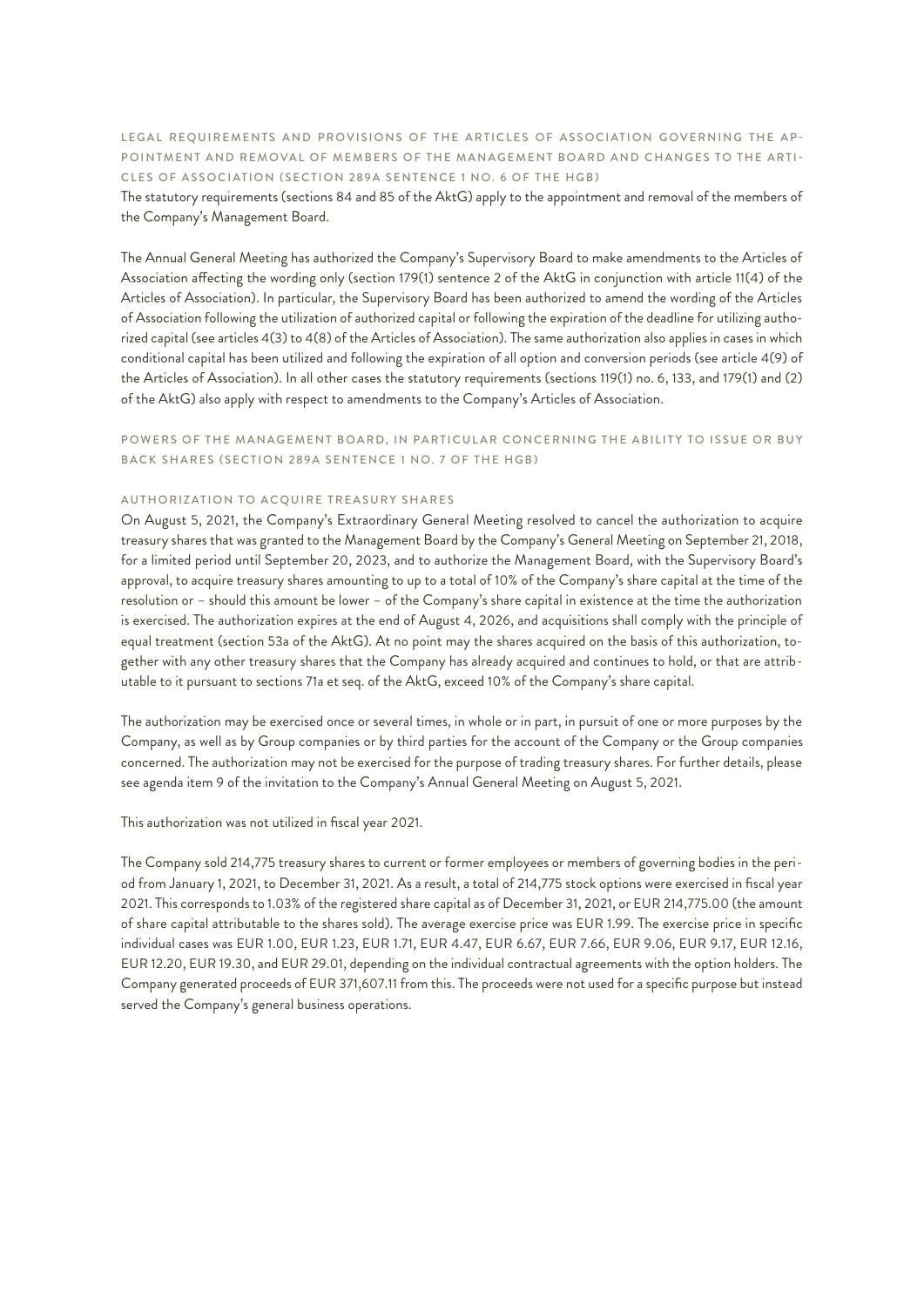### LEGAL REQUIREMENTS AND PROVISIONS OF THE ARTICLES OF ASSOCIATION GOVERNING THE APPOINTMENT AND REMOVAL OF MEMBERS OF THE MANAGEMENT BOARD AND CHANGES TO THE ARTICLES OF ASSOCIATION (SECTION 289A SENTENCE 1 NO. 6 OF THE HGB)

The statutory requirements (sections 84 and 85 of the AktG) apply to the appointment and removal of the members of the Company's Management Board.

The Annual General Meeting has authorized the Company's Supervisory Board to make amendments to the Articles of Association affecting the wording only (section 179(1) sentence 2 of the AktG in conjunction with article 11(4) of the Articles of Association). In particular, the Supervisory Board has been authorized to amend the wording of the Articles of Association following the utilization of authorized capital or following the expiration of the deadline for utilizing authorized capital (see articles 4(3) to 4(8) of the Articles of Association). The same authorization also applies in cases in which conditional capital has been utilized and following the expiration of all option and conversion periods (see article 4(9) of the Articles of Association). In all other cases the statutory requirements (sections 119(1) no. 6, 133, and 179(1) and (2) of the AktG) also apply with respect to amendments to the Company's Articles of Association.

### POWERS OF THE MANAGEMENT BOARD, IN PARTICULAR CONCERNING THE ABILITY TO ISSUE OR BUY BACK SHARES (SECTION 289A SENTENCE 1 NO. 7 OF THE HGB)

#### AUTHORIZATION TO ACQUIRE TREASURY SHARES

On August 5, 2021, the Company's Extraordinary General Meeting resolved to cancel the authorization to acquire treasury shares that was granted to the Management Board by the Company's General Meeting on September 21, 2018, for a limited period until September 20, 2023, and to authorize the Management Board, with the Supervisory Board's approval, to acquire treasury shares amounting to up to a total of 10% of the Company's share capital at the time of the resolution or – should this amount be lower – of the Company's share capital in existence at the time the authorization is exercised. The authorization expires at the end of August 4, 2026, and acquisitions shall comply with the principle of equal treatment (section 53a of the AktG). At no point may the shares acquired on the basis of this authorization, together with any other treasury shares that the Company has already acquired and continues to hold, or that are attributable to it pursuant to sections 71a et seq. of the AktG, exceed 10% of the Company's share capital.

The authorization may be exercised once or several times, in whole or in part, in pursuit of one or more purposes by the Company, as well as by Group companies or by third parties for the account of the Company or the Group companies concerned. The authorization may not be exercised for the purpose of trading treasury shares. For further details, please see agenda item 9 of the invitation to the Company's Annual General Meeting on August 5, 2021.

This authorization was not utilized in fiscal year 2021.

The Company sold 214,775 treasury shares to current or former employees or members of governing bodies in the period from January 1, 2021, to December 31, 2021. As a result, a total of 214,775 stock options were exercised in fiscal year 2021. This corresponds to 1.03% of the registered share capital as of December 31, 2021, or EUR 214,775.00 (the amount of share capital attributable to the shares sold). The average exercise price was EUR 1.99. The exercise price in specific individual cases was EUR 1.00, EUR 1.23, EUR 1.71, EUR 4.47, EUR 6.67, EUR 7.66, EUR 9.06, EUR 9.17, EUR 12.16, EUR 12.20, EUR 19.30, and EUR 29.01, depending on the individual contractual agreements with the option holders. The Company generated proceeds of EUR 371,607.11 from this. The proceeds were not used for a specific purpose but instead served the Company's general business operations.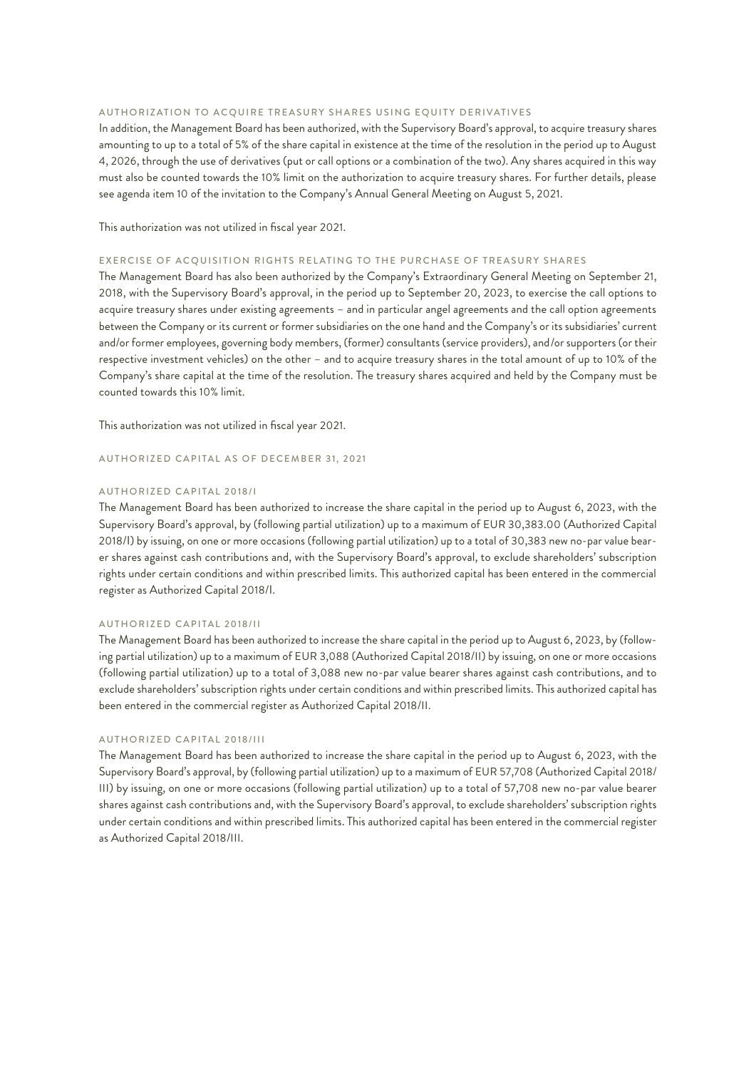#### AUTHORIZATION TO ACQUIRE TREASURY SHARES USING EQUITY DERIVATIVES

In addition, the Management Board has been authorized, with the Supervisory Board's approval, to acquire treasury shares amounting to up to a total of 5% of the share capital in existence at the time of the resolution in the period up to August 4, 2026, through the use of derivatives (put or call options or a combination of the two). Any shares acquired in this way must also be counted towards the 10% limit on the authorization to acquire treasury shares. For further details, please see agenda item 10 of the invitation to the Company's Annual General Meeting on August 5, 2021.

This authorization was not utilized in fiscal year 2021.

#### EXERCISE OF ACQUISITION RIGHTS RELATING TO THE PURCHASE OF TREASURY SHARES

The Management Board has also been authorized by the Company's Extraordinary General Meeting on September 21, 2018, with the Supervisory Board's approval, in the period up to September 20, 2023, to exercise the call options to acquire treasury shares under existing agreements – and in particular angel agreements and the call option agreements between the Company or its current or former subsidiaries on the one hand and the Company's or its subsidiaries' current and/or former employees, governing body members, (former) consultants (service providers), and/or supporters (or their respective investment vehicles) on the other – and to acquire treasury shares in the total amount of up to 10% of the Company's share capital at the time of the resolution. The treasury shares acquired and held by the Company must be counted towards this 10% limit.

This authorization was not utilized in fiscal year 2021.

#### AUTHORIZED CAPITAL AS OF DECEMBER 31, 2021

#### AUTHORIZED CAPITAL 2018/I

The Management Board has been authorized to increase the share capital in the period up to August 6, 2023, with the Supervisory Board's approval, by (following partial utilization) up to a maximum of EUR 30,383.00 (Authorized Capital 2018/I) by issuing, on one or more occasions (following partial utilization) up to a total of 30,383 new no-par value bearer shares against cash contributions and, with the Supervisory Board's approval, to exclude shareholders' subscription rights under certain conditions and within prescribed limits. This authorized capital has been entered in the commercial register as Authorized Capital 2018/I.

#### AUTHORIZED CAPITAL 2018/II

The Management Board has been authorized to increase the share capital in the period up to August 6, 2023, by (following partial utilization) up to a maximum of EUR 3,088 (Authorized Capital 2018/II) by issuing, on one or more occasions (following partial utilization) up to a total of 3,088 new no-par value bearer shares against cash contributions, and to exclude shareholders' subscription rights under certain conditions and within prescribed limits. This authorized capital has been entered in the commercial register as Authorized Capital 2018/II.

#### AUTHORIZED CAPITAL 2018/III

The Management Board has been authorized to increase the share capital in the period up to August 6, 2023, with the Supervisory Board's approval, by (following partial utilization) up to a maximum of EUR 57,708 (Authorized Capital 2018/III) by issuing, on one or more occasions (following partial utilization) up to a total of 57,708 new no-par value bearer shares against cash contributions and, with the Supervisory Board's approval, to exclude shareholders' subscription rights under certain conditions and within prescribed limits. This authorized capital has been entered in the commercial register as Authorized Capital 2018/III.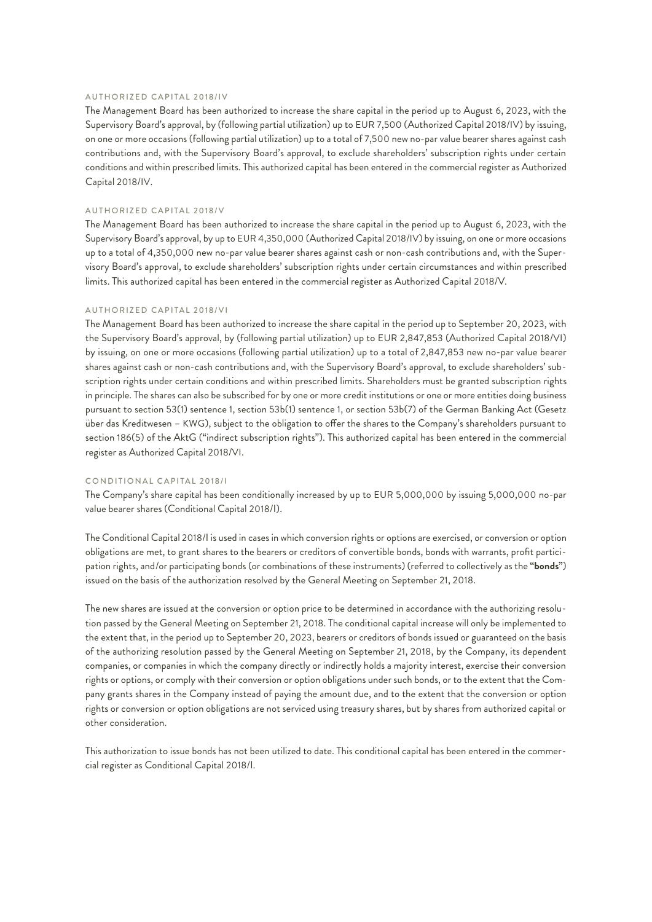#### AUTHORIZED CAPITAL 2018/IV

The Management Board has been authorized to increase the share capital in the period up to August 6, 2023, with the Supervisory Board's approval, by (following partial utilization) up to EUR 7,500 (Authorized Capital 2018/IV) by issuing, on one or more occasions (following partial utilization) up to a total of 7,500 new no-par value bearer shares against cash contributions and, with the Supervisory Board's approval, to exclude shareholders' subscription rights under certain conditions and within prescribed limits. This authorized capital has been entered in the commercial register as Authorized Capital 2018/IV.

#### AUTHORIZED CAPITAL 2018/V

The Management Board has been authorized to increase the share capital in the period up to August 6, 2023, with the Supervisory Board's approval, by up to EUR 4,350,000 (Authorized Capital 2018/IV) by issuing, on one or more occasions up to a total of 4,350,000 new no-par value bearer shares against cash or non-cash contributions and, with the Supervisory Board's approval, to exclude shareholders' subscription rights under certain circumstances and within prescribed limits. This authorized capital has been entered in the commercial register as Authorized Capital 2018/V.

#### AUTHORIZED CAPITAL 2018/VI

The Management Board has been authorized to increase the share capital in the period up to September 20, 2023, with the Supervisory Board's approval, by (following partial utilization) up to EUR 2,847,853 (Authorized Capital 2018/VI) by issuing, on one or more occasions (following partial utilization) up to a total of 2,847,853 new no-par value bearer shares against cash or non-cash contributions and, with the Supervisory Board's approval, to exclude shareholders' subscription rights under certain conditions and within prescribed limits. Shareholders must be granted subscription rights in principle. The shares can also be subscribed for by one or more credit institutions or one or more entities doing business pursuant to section 53(1) sentence 1, section 53b(1) sentence 1, or section 53b(7) of the German Banking Act (Gesetz über das Kreditwesen – KWG), subject to the obligation to offer the shares to the Company's shareholders pursuant to section 186(5) of the AktG ("indirect subscription rights"). This authorized capital has been entered in the commercial register as Authorized Capital 2018/VI.

#### CONDITIONAL CAPITAL 2018/I

The Company's share capital has been conditionally increased by up to EUR 5,000,000 by issuing 5,000,000 no-par value bearer shares (Conditional Capital 2018/I).

The Conditional Capital 2018/I is used in cases in which conversion rights or options are exercised, or conversion or option obligations are met, to grant shares to the bearers or creditors of convertible bonds, bonds with warrants, profit participation rights, and/or participating bonds (or combinations of these instruments) (referred to collectively as the "**bonds**") issued on the basis of the authorization resolved by the General Meeting on September 21, 2018.

The new shares are issued at the conversion or option price to be determined in accordance with the authorizing resolution passed by the General Meeting on September 21, 2018. The conditional capital increase will only be implemented to the extent that, in the period up to September 20, 2023, bearers or creditors of bonds issued or guaranteed on the basis of the authorizing resolution passed by the General Meeting on September 21, 2018, by the Company, its dependent companies, or companies in which the company directly or indirectly holds a majority interest, exercise their conversion rights or options, or comply with their conversion or option obligations under such bonds, or to the extent that the Company grants shares in the Company instead of paying the amount due, and to the extent that the conversion or option rights or conversion or option obligations are not serviced using treasury shares, but by shares from authorized capital or other consideration.

This authorization to issue bonds has not been utilized to date. This conditional capital has been entered in the commercial register as Conditional Capital 2018/I.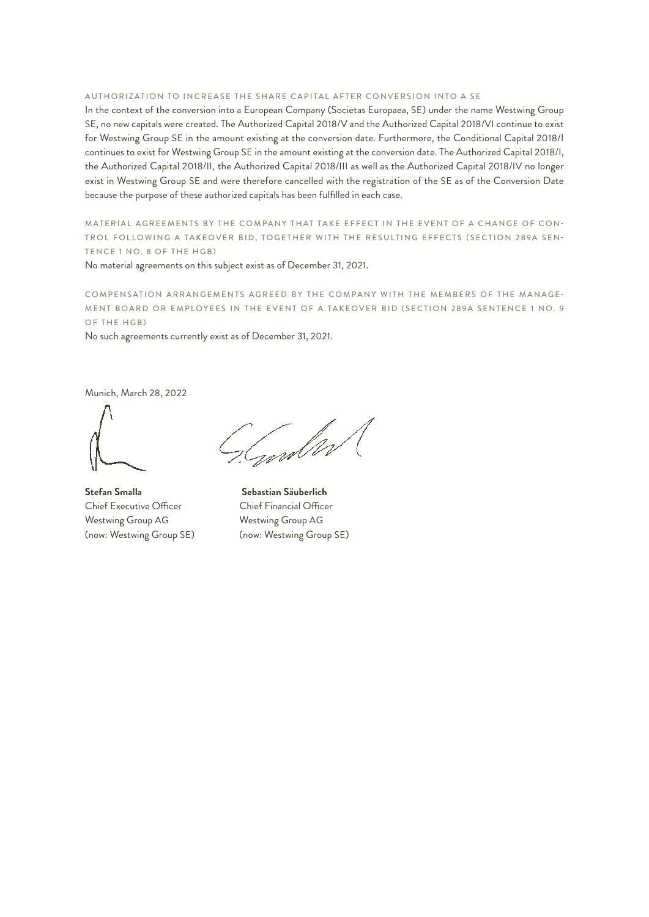## AUTHORIZATION TO INCREASE THE SHARE CAPITAL AFTER CONVERSION INTO A SE

In the context of the conversion into a European Company (Societas Europaea, SE) under the name Westwing Group SE, no new capitals were created. The Authorized Capital 2018/V and the Authorized Capital 2018/VI continue to exist for Westwing Group SE in the amount existing at the conversion date. Furthermore, the Conditional Capital 2018/I continues to exist for Westwing Group SE in the amount existing at the conversion date. The Authorized Capital 2018/I, the Authorized Capital 2018/II, the Authorized Capital 2018/III as well as the Authorized Capital 2018/IV no longer exist in Westwing Group SE and were therefore cancelled with the registration of the SE as of the Conversion Date because the purpose of these authorized capitals has been fulfilled in each case.

## MATERIAL AGREEMENTS BY THE COMPANY THAT TAKE EFFECT IN THE EVENT OF A CHANGE OF CONTROL FOLLOWING A TAKEOVER BID, TOGETHER WITH THE RESULTING EFFECTS (SECTION 289A SENTENCE 1 NO. 8 OF THE HGB)

No material agreements on this subject exist as of December 31, 2021.

## COMPENSATION ARRANGEMENTS AGREED BY THE COMPANY WITH THE MEMBERS OF THE MANAGEMENT BOARD OR EMPLOYEES IN THE EVENT OF A TAKEOVER BID (SECTION 289A SENTENCE 1 NO. 9 OF THE HGB)

No such agreements currently exist as of December 31, 2021.

Munich, March 28, 2022

**Stefan Smalla**
Chief Executive Officer
Westwing Group AG
(now: Westwing Group SE)

**Sebastian Säuberlich**
Chief Financial Officer
Westwing Group AG
(now: Westwing Group SE)